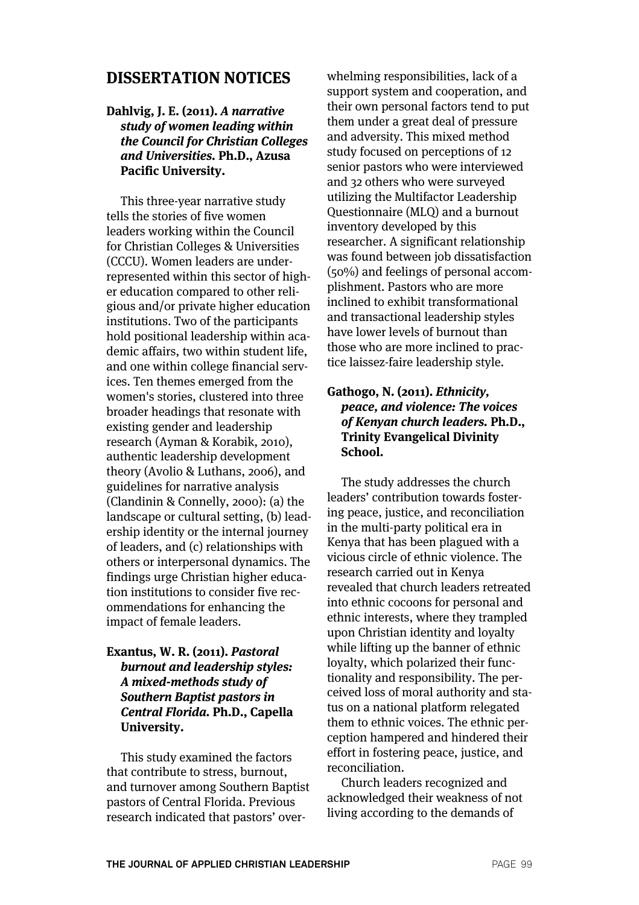## DISSERTATION NOTICES

**Dahlvig, J. E. (2011). *A narrative study of women leading within the Council for Christian Colleges and Universities.* Ph.D., Azusa Pacific University.**

This three-year narrative study tells the stories of five women leaders working within the Council for Christian Colleges & Universities (CCCU). Women leaders are underrepresented within this sector of higher education compared to other religious and/or private higher education institutions. Two of the participants hold positional leadership within academic affairs, two within student life, and one within college financial services. Ten themes emerged from the women's stories, clustered into three broader headings that resonate with existing gender and leadership research (Ayman & Korabik, 2010), authentic leadership development theory (Avolio & Luthans, 2006), and guidelines for narrative analysis (Clandinin & Connelly, 2000): (a) the landscape or cultural setting, (b) leadership identity or the internal journey of leaders, and (c) relationships with others or interpersonal dynamics. The findings urge Christian higher education institutions to consider five recommendations for enhancing the impact of female leaders.

**Exantus, W. R. (2011). *Pastoral burnout and leadership styles: A mixed-methods study of Southern Baptist pastors in Central Florida.* Ph.D., Capella University.**

This study examined the factors that contribute to stress, burnout, and turnover among Southern Baptist pastors of Central Florida. Previous research indicated that pastors' overwhelming responsibilities, lack of a support system and cooperation, and their own personal factors tend to put them under a great deal of pressure and adversity. This mixed method study focused on perceptions of 12 senior pastors who were interviewed and 32 others who were surveyed utilizing the Multifactor Leadership Questionnaire (MLQ) and a burnout inventory developed by this researcher. A significant relationship was found between job dissatisfaction (50%) and feelings of personal accomplishment. Pastors who are more inclined to exhibit transformational and transactional leadership styles have lower levels of burnout than those who are more inclined to practice laissez-faire leadership style.

**Gathogo, N. (2011). *Ethnicity, peace, and violence: The voices of Kenyan church leaders.* Ph.D., Trinity Evangelical Divinity School.**

The study addresses the church leaders' contribution towards fostering peace, justice, and reconciliation in the multi-party political era in Kenya that has been plagued with a vicious circle of ethnic violence. The research carried out in Kenya revealed that church leaders retreated into ethnic cocoons for personal and ethnic interests, where they trampled upon Christian identity and loyalty while lifting up the banner of ethnic loyalty, which polarized their functionality and responsibility. The perceived loss of moral authority and status on a national platform relegated them to ethnic voices. The ethnic perception hampered and hindered their effort in fostering peace, justice, and reconciliation.

Church leaders recognized and acknowledged their weakness of not living according to the demands of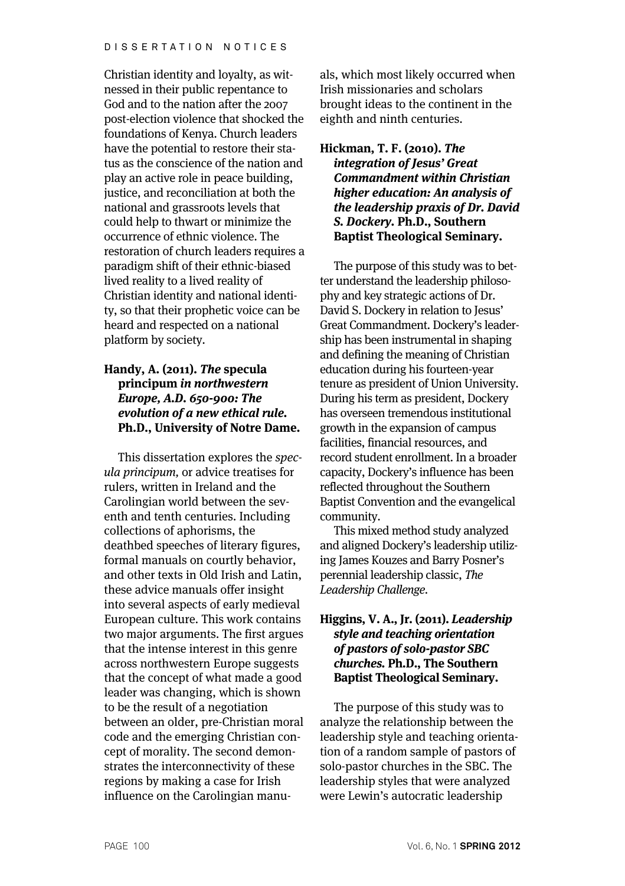Christian identity and loyalty, as witnessed in their public repentance to God and to the nation after the 2007 post-election violence that shocked the foundations of Kenya. Church leaders have the potential to restore their status as the conscience of the nation and play an active role in peace building, justice, and reconciliation at both the national and grassroots levels that could help to thwart or minimize the occurrence of ethnic violence. The restoration of church leaders requires a paradigm shift of their ethnic-biased lived reality to a lived reality of Christian identity and national identity, so that their prophetic voice can be heard and respected on a national platform by society.

**Handy, A. (2011).** ***The*** **specula principum** ***in northwestern Europe, A.D. 650-900: The evolution of a new ethical rule.*** **Ph.D., University of Notre Dame.**

This dissertation explores the *specula principum,* or advice treatises for rulers, written in Ireland and the Carolingian world between the seventh and tenth centuries. Including collections of aphorisms, the deathbed speeches of literary figures, formal manuals on courtly behavior, and other texts in Old Irish and Latin, these advice manuals offer insight into several aspects of early medieval European culture. This work contains two major arguments. The first argues that the intense interest in this genre across northwestern Europe suggests that the concept of what made a good leader was changing, which is shown to be the result of a negotiation between an older, pre-Christian moral code and the emerging Christian concept of morality. The second demonstrates the interconnectivity of these regions by making a case for Irish influence on the Carolingian manuals, which most likely occurred when Irish missionaries and scholars brought ideas to the continent in the eighth and ninth centuries.

**Hickman, T. F. (2010).** ***The integration of Jesus' Great Commandment within Christian higher education: An analysis of the leadership praxis of Dr. David S. Dockery.*** **Ph.D., Southern Baptist Theological Seminary.**

The purpose of this study was to better understand the leadership philosophy and key strategic actions of Dr. David S. Dockery in relation to Jesus' Great Commandment. Dockery's leadership has been instrumental in shaping and defining the meaning of Christian education during his fourteen-year tenure as president of Union University. During his term as president, Dockery has overseen tremendous institutional growth in the expansion of campus facilities, financial resources, and record student enrollment. In a broader capacity, Dockery's influence has been reflected throughout the Southern Baptist Convention and the evangelical community.

This mixed method study analyzed and aligned Dockery's leadership utilizing James Kouzes and Barry Posner's perennial leadership classic, *The Leadership Challenge.*

**Higgins, V. A., Jr. (2011).** ***Leadership style and teaching orientation of pastors of solo-pastor SBC churches.*** **Ph.D., The Southern Baptist Theological Seminary.**

The purpose of this study was to analyze the relationship between the leadership style and teaching orientation of a random sample of pastors of solo-pastor churches in the SBC. The leadership styles that were analyzed were Lewin's autocratic leadership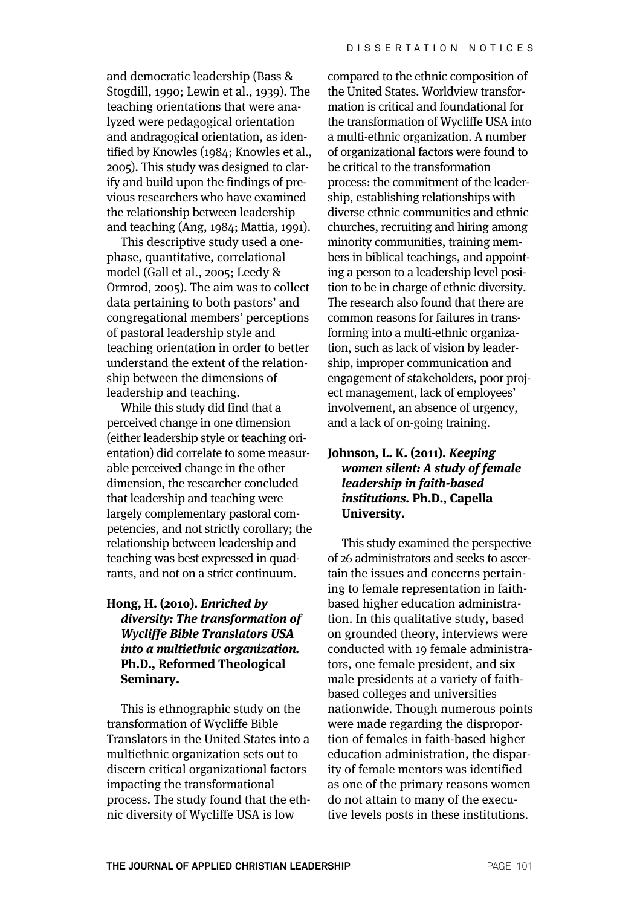and democratic leadership (Bass & Stogdill, 1990; Lewin et al., 1939). The teaching orientations that were analyzed were pedagogical orientation and andragogical orientation, as identified by Knowles (1984; Knowles et al., 2005). This study was designed to clarify and build upon the findings of previous researchers who have examined the relationship between leadership and teaching (Ang, 1984; Mattia, 1991).

This descriptive study used a one-phase, quantitative, correlational model (Gall et al., 2005; Leedy & Ormrod, 2005). The aim was to collect data pertaining to both pastors' and congregational members' perceptions of pastoral leadership style and teaching orientation in order to better understand the extent of the relationship between the dimensions of leadership and teaching.

While this study did find that a perceived change in one dimension (either leadership style or teaching orientation) did correlate to some measurable perceived change in the other dimension, the researcher concluded that leadership and teaching were largely complementary pastoral competencies, and not strictly corollary; the relationship between leadership and teaching was best expressed in quadrants, and not on a strict continuum.

**Hong, H. (2010). *Enriched by diversity: The transformation of Wycliffe Bible Translators USA into a multiethnic organization.* Ph.D., Reformed Theological Seminary.**

This is ethnographic study on the transformation of Wycliffe Bible Translators in the United States into a multiethnic organization sets out to discern critical organizational factors impacting the transformational process. The study found that the ethnic diversity of Wycliffe USA is low compared to the ethnic composition of the United States. Worldview transformation is critical and foundational for the transformation of Wycliffe USA into a multi-ethnic organization. A number of organizational factors were found to be critical to the transformation process: the commitment of the leadership, establishing relationships with diverse ethnic communities and ethnic churches, recruiting and hiring among minority communities, training members in biblical teachings, and appointing a person to a leadership level position to be in charge of ethnic diversity. The research also found that there are common reasons for failures in transforming into a multi-ethnic organization, such as lack of vision by leadership, improper communication and engagement of stakeholders, poor project management, lack of employees' involvement, an absence of urgency, and a lack of on-going training.

**Johnson, L. K. (2011). *Keeping women silent: A study of female leadership in faith-based institutions.* Ph.D., Capella University.**

This study examined the perspective of 26 administrators and seeks to ascertain the issues and concerns pertaining to female representation in faith-based higher education administration. In this qualitative study, based on grounded theory, interviews were conducted with 19 female administrators, one female president, and six male presidents at a variety of faith-based colleges and universities nationwide. Though numerous points were made regarding the disproportion of females in faith-based higher education administration, the disparity of female mentors was identified as one of the primary reasons women do not attain to many of the executive levels posts in these institutions.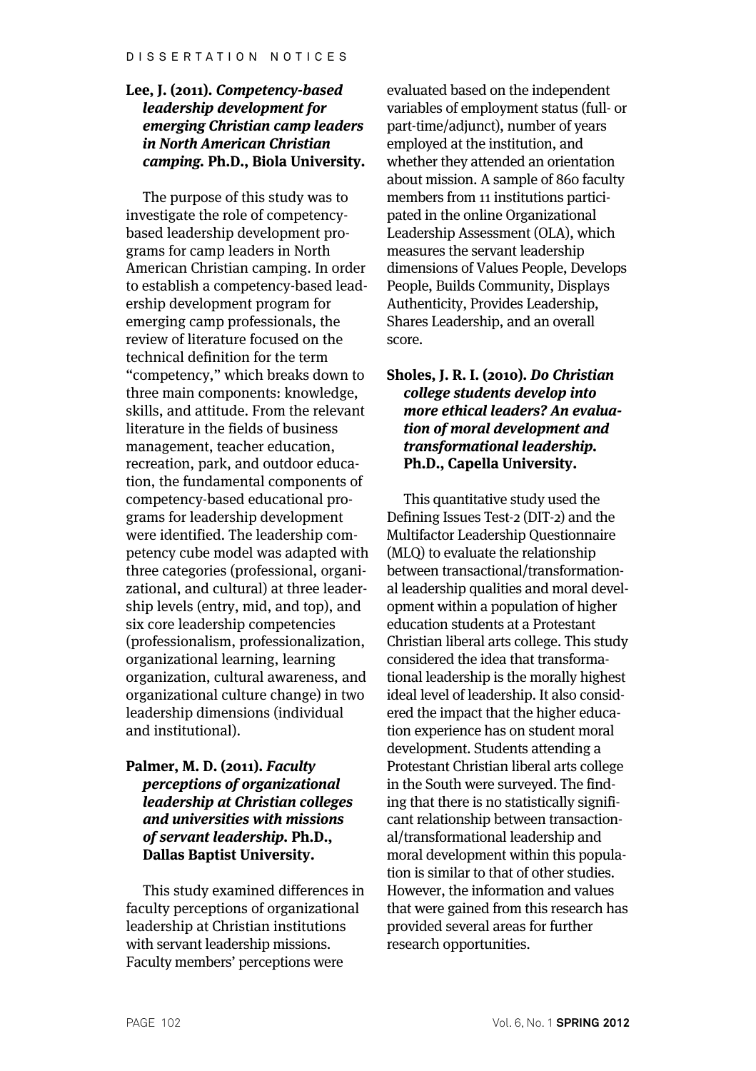**Lee, J. (2011). *Competency-based leadership development for emerging Christian camp leaders in North American Christian camping.* Ph.D., Biola University.**

The purpose of this study was to investigate the role of competency-based leadership development programs for camp leaders in North American Christian camping. In order to establish a competency-based leadership development program for emerging camp professionals, the review of literature focused on the technical definition for the term "competency," which breaks down to three main components: knowledge, skills, and attitude. From the relevant literature in the fields of business management, teacher education, recreation, park, and outdoor education, the fundamental components of competency-based educational programs for leadership development were identified. The leadership competency cube model was adapted with three categories (professional, organizational, and cultural) at three leadership levels (entry, mid, and top), and six core leadership competencies (professionalism, professionalization, organizational learning, learning organization, cultural awareness, and organizational culture change) in two leadership dimensions (individual and institutional).

**Palmer, M. D. (2011). *Faculty perceptions of organizational leadership at Christian colleges and universities with missions of servant leadership.* Ph.D., Dallas Baptist University.**

This study examined differences in faculty perceptions of organizational leadership at Christian institutions with servant leadership missions. Faculty members' perceptions were evaluated based on the independent variables of employment status (full- or part-time/adjunct), number of years employed at the institution, and whether they attended an orientation about mission. A sample of 860 faculty members from 11 institutions participated in the online Organizational Leadership Assessment (OLA), which measures the servant leadership dimensions of Values People, Develops People, Builds Community, Displays Authenticity, Provides Leadership, Shares Leadership, and an overall score.

**Sholes, J. R. I. (2010). *Do Christian college students develop into more ethical leaders? An evaluation of moral development and transformational leadership.* Ph.D., Capella University.**

This quantitative study used the Defining Issues Test-2 (DIT-2) and the Multifactor Leadership Questionnaire (MLQ) to evaluate the relationship between transactional/transformational leadership qualities and moral development within a population of higher education students at a Protestant Christian liberal arts college. This study considered the idea that transformational leadership is the morally highest ideal level of leadership. It also considered the impact that the higher education experience has on student moral development. Students attending a Protestant Christian liberal arts college in the South were surveyed. The finding that there is no statistically significant relationship between transactional/transformational leadership and moral development within this population is similar to that of other studies. However, the information and values that were gained from this research has provided several areas for further research opportunities.